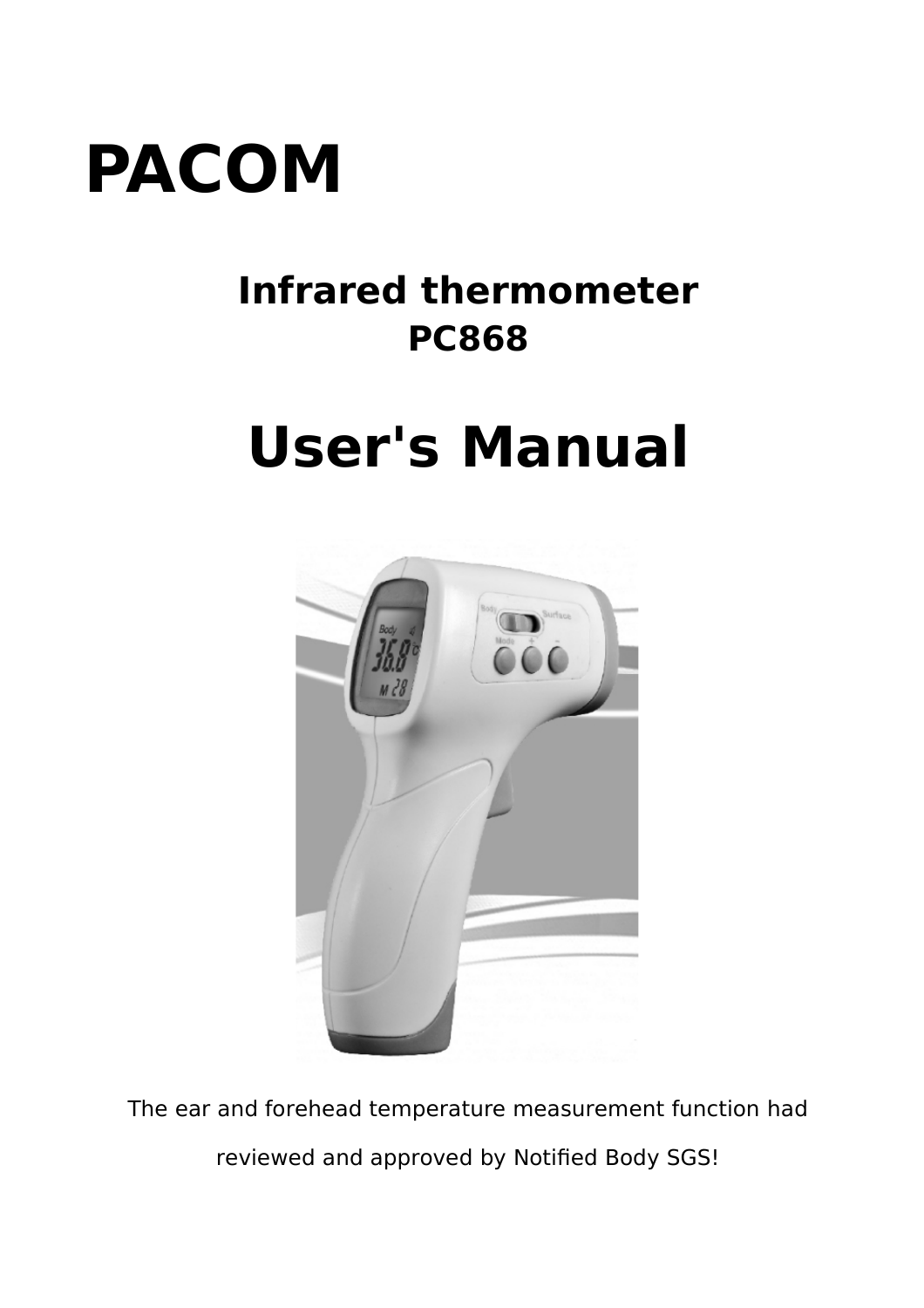# PACOM

## Infrared thermometer

## PC868

# User's Manual

The ear and forehead temperature measurement function had reviewed and approved by Notified Body SGS!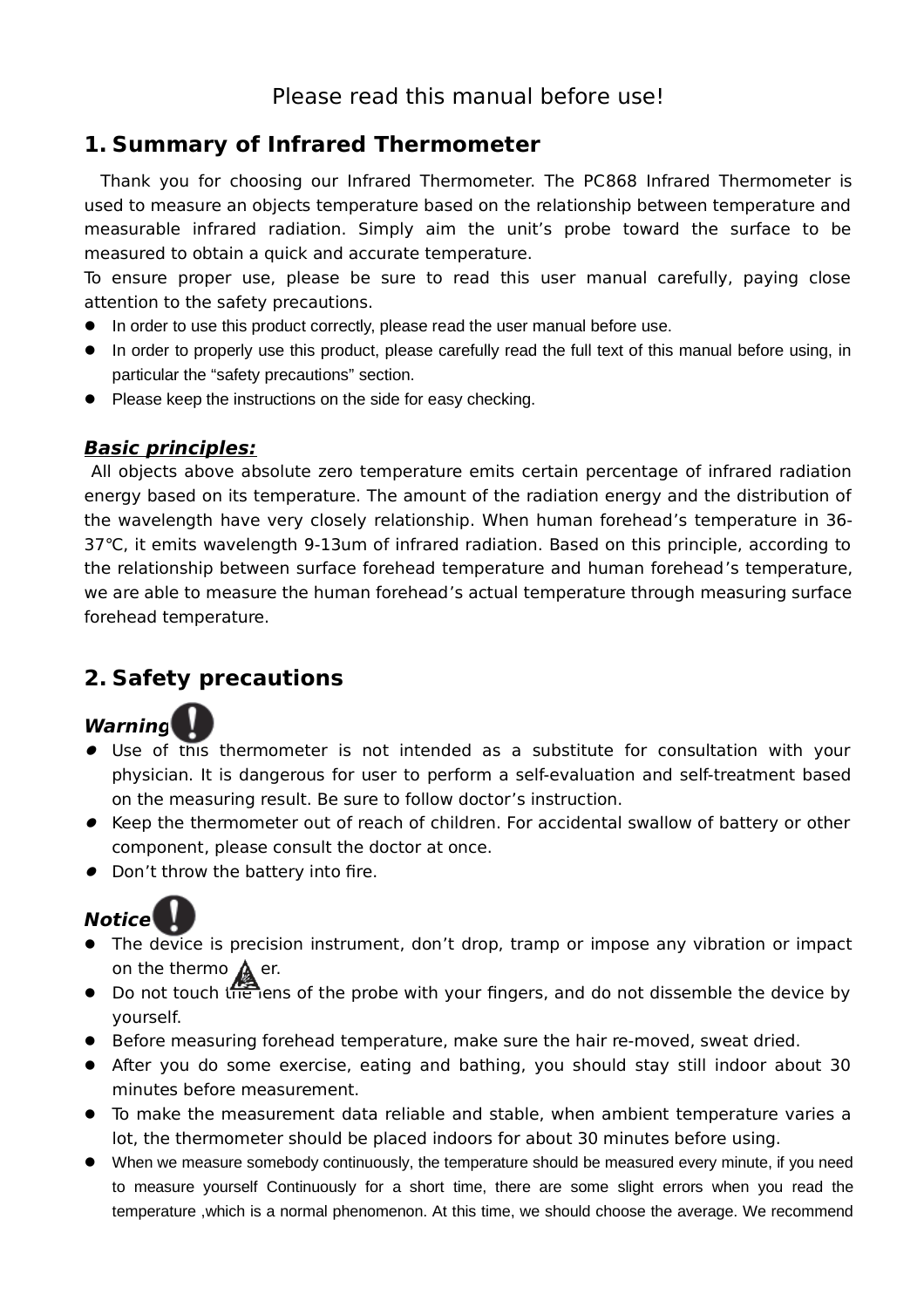Please read this manual before use!

## 1. Summary of Infrared Thermometer

Thank you for choosing our Infrared Thermometer. The PC868 Infrared Thermometer is used to measure an objects temperature based on the relationship between temperature and measurable infrared radiation. Simply aim the unit's probe toward the surface to be measured to obtain a quick and accurate temperature.

To ensure proper use, please be sure to read this user manual carefully, paying close attention to the safety precautions.

- In order to use this product correctly, please read the user manual before use.
- In order to properly use this product, please carefully read the full text of this manual before using, in particular the "safety precautions" section.
- Please keep the instructions on the side for easy checking.

***Basic principles:***

All objects above absolute zero temperature emits certain percentage of infrared radiation energy based on its temperature. The amount of the radiation energy and the distribution of the wavelength have very closely relationship. When human forehead's temperature in 36-37℃, it emits wavelength 9-13um of infrared radiation. Based on this principle, according to the relationship between surface forehead temperature and human forehead's temperature, we are able to measure the human forehead's actual temperature through measuring surface forehead temperature.

## 2. Safety precautions

***Warning***

- Use of this thermometer is not intended as a substitute for consultation with your physician. It is dangerous for user to perform a self-evaluation and self-treatment based on the measuring result. Be sure to follow doctor's instruction.
- Keep the thermometer out of reach of children. For accidental swallow of battery or other component, please consult the doctor at once.
- Don't throw the battery into fire.

***Notice***

- The device is precision instrument, don't drop, tramp or impose any vibration or impact on the thermometer.
- Do not touch the lens of the probe with your fingers, and do not dissemble the device by yourself.
- Before measuring forehead temperature, make sure the hair re-moved, sweat dried.
- After you do some exercise, eating and bathing, you should stay still indoor about 30 minutes before measurement.
- To make the measurement data reliable and stable, when ambient temperature varies a lot, the thermometer should be placed indoors for about 30 minutes before using.
- When we measure somebody continuously, the temperature should be measured every minute, if you need to measure yourself Continuously for a short time, there are some slight errors when you read the temperature ,which is a normal phenomenon. At this time, we should choose the average. We recommend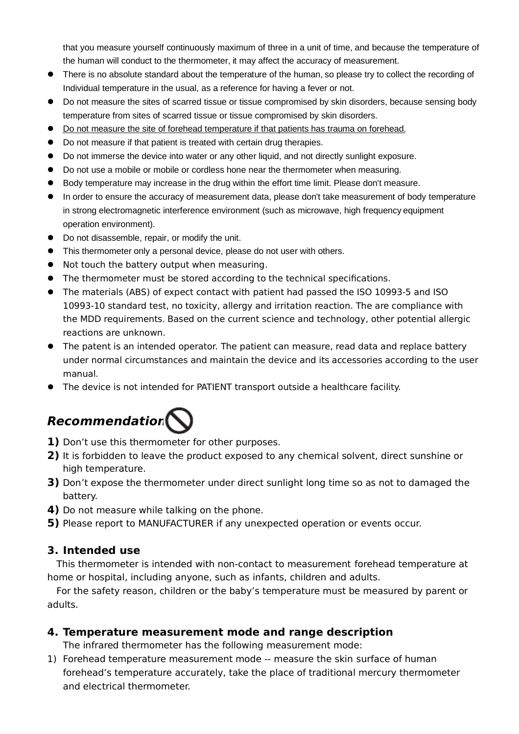that you measure yourself continuously maximum of three in a unit of time, and because the temperature of the human will conduct to the thermometer, it may affect the accuracy of measurement.

- There is no absolute standard about the temperature of the human, so please try to collect the recording of Individual temperature in the usual, as a reference for having a fever or not.
- Do not measure the sites of scarred tissue or tissue compromised by skin disorders, because sensing body temperature from sites of scarred tissue or tissue compromised by skin disorders.
- Do not measure the site of forehead temperature if that patients has trauma on forehead.
- Do not measure if that patient is treated with certain drug therapies.
- Do not immerse the device into water or any other liquid, and not directly sunlight exposure.
- Do not use a mobile or mobile or cordless hone near the thermometer when measuring.
- Body temperature may increase in the drug within the effort time limit. Please don't measure.
- In order to ensure the accuracy of measurement data, please don't take measurement of body temperature in strong electromagnetic interference environment (such as microwave, high frequency equipment operation environment).
- Do not disassemble, repair, or modify the unit.
- This thermometer only a personal device, please do not user with others.
- Not touch the battery output when measuring.
- The thermometer must be stored according to the technical specifications.
- The materials (ABS) of expect contact with patient had passed the ISO 10993-5 and ISO 10993-10 standard test, no toxicity, allergy and irritation reaction. The are compliance with the MDD requirements. Based on the current science and technology, other potential allergic reactions are unknown.
- The patent is an intended operator. The patient can measure, read data and replace battery under normal circumstances and maintain the device and its accessories according to the user manual.
- The device is not intended for PATIENT transport outside a healthcare facility.

***Recommendation***

1) Don't use this thermometer for other purposes.
2) It is forbidden to leave the product exposed to any chemical solvent, direct sunshine or high temperature.
3) Don't expose the thermometer under direct sunlight long time so as not to damaged the battery.
4) Do not measure while talking on the phone.
5) Please report to MANUFACTURER if any unexpected operation or events occur.

## 3. Intended use

This thermometer is intended with non-contact to measurement forehead temperature at home or hospital, including anyone, such as infants, children and adults.

For the safety reason, children or the baby's temperature must be measured by parent or adults.

## 4. Temperature measurement mode and range description

The infrared thermometer has the following measurement mode:

1) Forehead temperature measurement mode -- measure the skin surface of human forehead's temperature accurately, take the place of traditional mercury thermometer and electrical thermometer.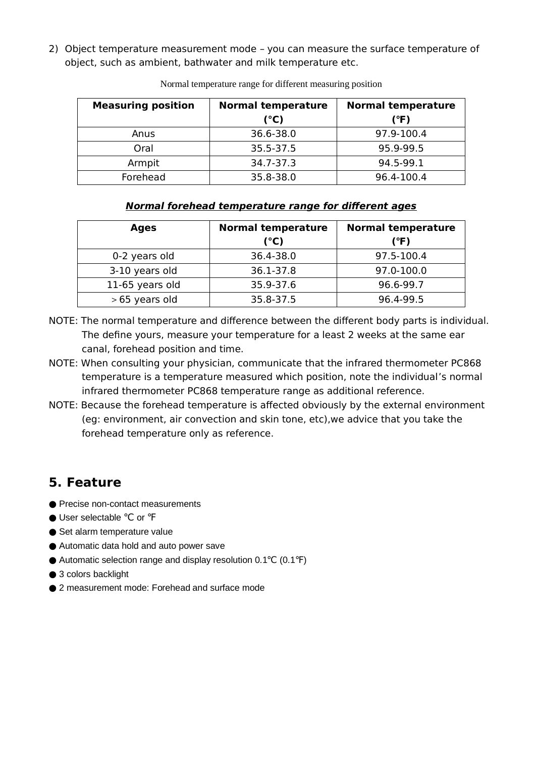2) Object temperature measurement mode – you can measure the surface temperature of object, such as ambient, bathwater and milk temperature etc.

Normal temperature range for different measuring position

| Measuring position | Normal temperature (°C) | Normal temperature (°F) |
|---|---|---|
| Anus | 36.6-38.0 | 97.9-100.4 |
| Oral | 35.5-37.5 | 95.9-99.5 |
| Armpit | 34.7-37.3 | 94.5-99.1 |
| Forehead | 35.8-38.0 | 96.4-100.4 |

***Normal forehead temperature range for different ages***

| Ages | Normal temperature (°C) | Normal temperature (°F) |
|---|---|---|
| 0-2 years old | 36.4-38.0 | 97.5-100.4 |
| 3-10 years old | 36.1-37.8 | 97.0-100.0 |
| 11-65 years old | 35.9-37.6 | 96.6-99.7 |
| ＞65 years old | 35.8-37.5 | 96.4-99.5 |

NOTE: The normal temperature and difference between the different body parts is individual. The define yours, measure your temperature for a least 2 weeks at the same ear canal, forehead position and time.

NOTE: When consulting your physician, communicate that the infrared thermometer PC868 temperature is a temperature measured which position, note the individual's normal infrared thermometer PC868 temperature range as additional reference.

NOTE: Because the forehead temperature is affected obviously by the external environment (eg: environment, air convection and skin tone, etc),we advice that you take the forehead temperature only as reference.

## 5. Feature

- Precise non-contact measurements
- User selectable ℃ or ℉
- Set alarm temperature value
- Automatic data hold and auto power save
- Automatic selection range and display resolution 0.1℃ (0.1℉)
- 3 colors backlight
- 2 measurement mode: Forehead and surface mode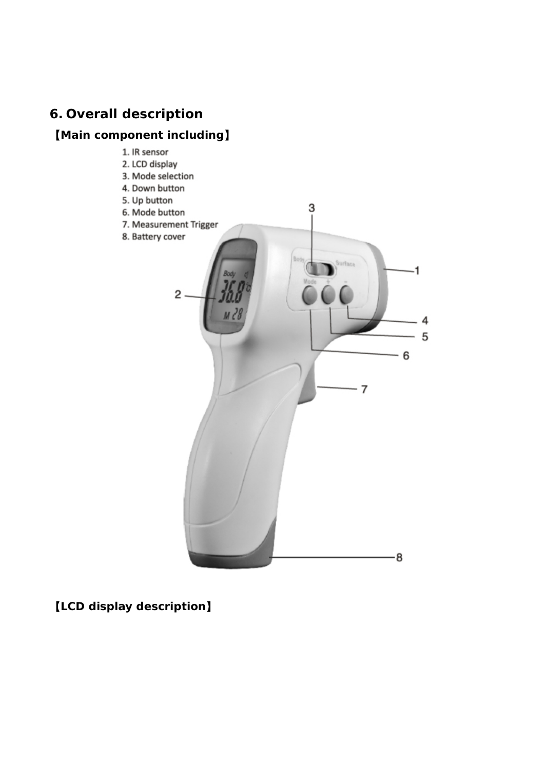## 6. Overall description

【Main component including】

1. IR sensor
2. LCD display
3. Mode selection
4. Down button
5. Up button
6. Mode button
7. Measurement Trigger
8. Battery cover

【LCD display description】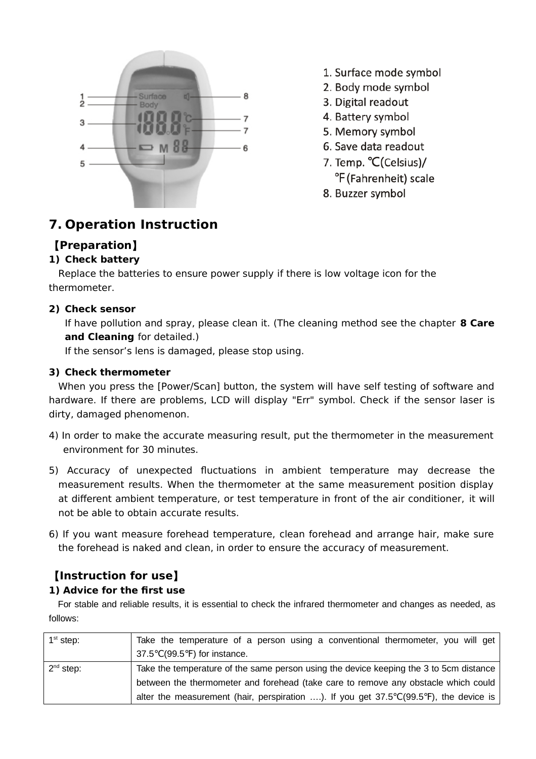1. Surface mode symbol
2. Body mode symbol
3. Digital readout
4. Battery symbol
5. Memory symbol
6. Save data readout
7. Temp. ℃(Celsius)/ ℉(Fahrenheit) scale
8. Buzzer symbol

# 7. Operation Instruction

## 【Preparation】

**1) Check battery**

Replace the batteries to ensure power supply if there is low voltage icon for the thermometer.

**2) Check sensor**

If have pollution and spray, please clean it. (The cleaning method see the chapter **8 Care and Cleaning** for detailed.)

If the sensor's lens is damaged, please stop using.

**3) Check thermometer**

When you press the [Power/Scan] button, the system will have self testing of software and hardware. If there are problems, LCD will display "Err" symbol. Check if the sensor laser is dirty, damaged phenomenon.

4) In order to make the accurate measuring result, put the thermometer in the measurement environment for 30 minutes.

5) Accuracy of unexpected fluctuations in ambient temperature may decrease the measurement results. When the thermometer at the same measurement position display at different ambient temperature, or test temperature in front of the air conditioner, it will not be able to obtain accurate results.

6) If you want measure forehead temperature, clean forehead and arrange hair, make sure the forehead is naked and clean, in order to ensure the accuracy of measurement.

## 【Instruction for use】

**1) Advice for the first use**

For stable and reliable results, it is essential to check the infrared thermometer and changes as needed, as follows:

| | |
|---|---|
| 1st step: | Take the temperature of a person using a conventional thermometer, you will get 37.5℃(99.5℉) for instance. |
| 2nd step: | Take the temperature of the same person using the device keeping the 3 to 5cm distance between the thermometer and forehead (take care to remove any obstacle which could alter the measurement (hair, perspiration ….). If you get 37.5℃(99.5℉), the device is |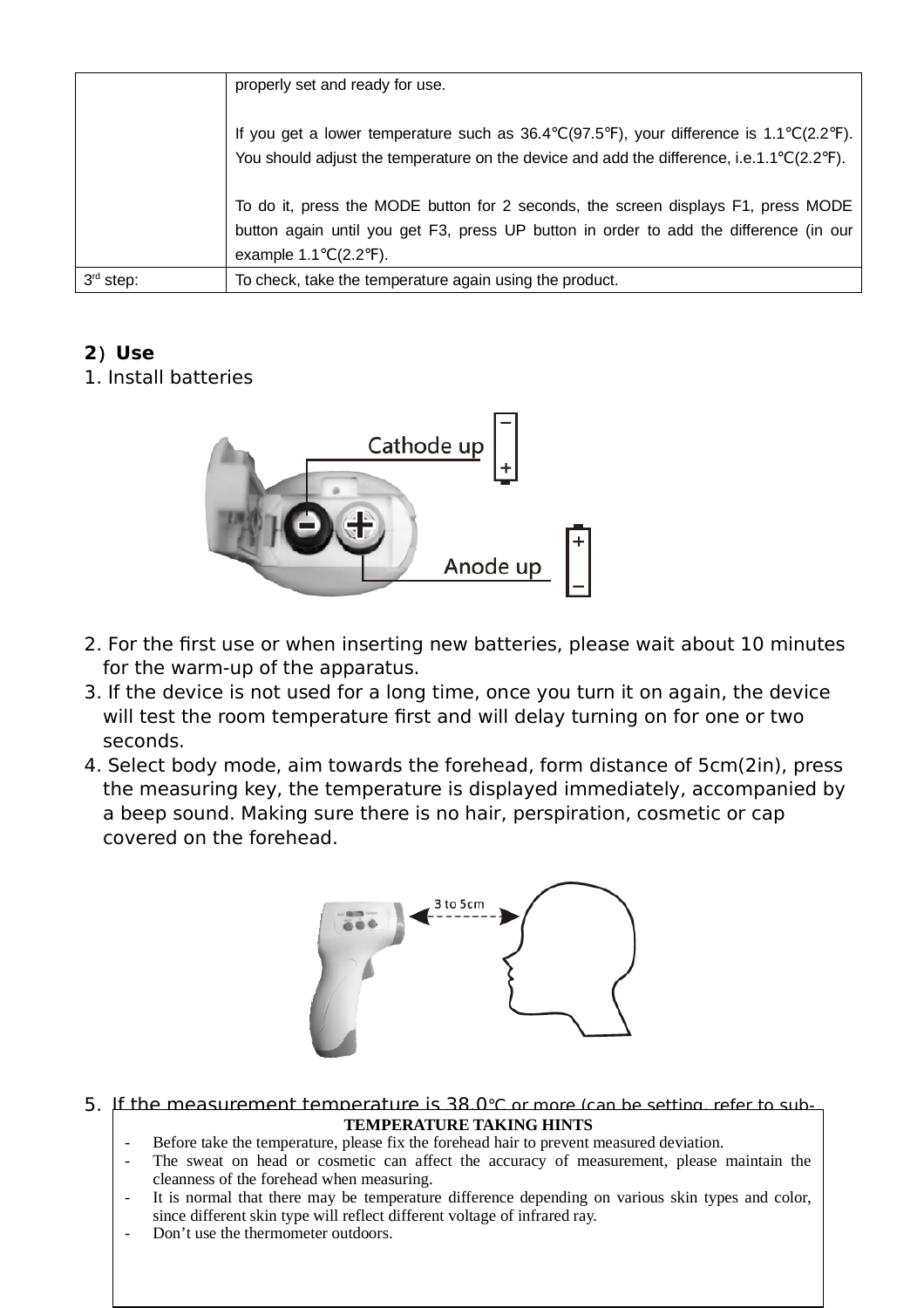|  | properly set and ready for use.<br><br>If you get a lower temperature such as 36.4℃(97.5℉), your difference is 1.1℃(2.2℉). You should adjust the temperature on the device and add the difference, i.e.1.1℃(2.2℉).<br><br>To do it, press the MODE button for 2 seconds, the screen displays F1, press MODE button again until you get F3, press UP button in order to add the difference (in our example 1.1℃(2.2℉). |
|---|---|
| 3rd step: | To check, take the temperature again using the product. |

**2）Use**

1. Install batteries

Cathode up

Anode up

2. For the first use or when inserting new batteries, please wait about 10 minutes for the warm-up of the apparatus.
3. If the device is not used for a long time, once you turn it on again, the device will test the room temperature first and will delay turning on for one or two seconds.
4. Select body mode, aim towards the forehead, form distance of 5cm(2in), press the measuring key, the temperature is displayed immediately, accompanied by a beep sound. Making sure there is no hair, perspiration, cosmetic or cap covered on the forehead.

3 to 5cm

5. If the measurement temperature is 38.0℃ or more (can be setting, refer to sub-

**TEMPERATURE TAKING HINTS**

- Before take the temperature, please fix the forehead hair to prevent measured deviation.
- The sweat on head or cosmetic can affect the accuracy of measurement, please maintain the cleanness of the forehead when measuring.
- It is normal that there may be temperature difference depending on various skin types and color, since different skin type will reflect different voltage of infrared ray.
- Don’t use the thermometer outdoors.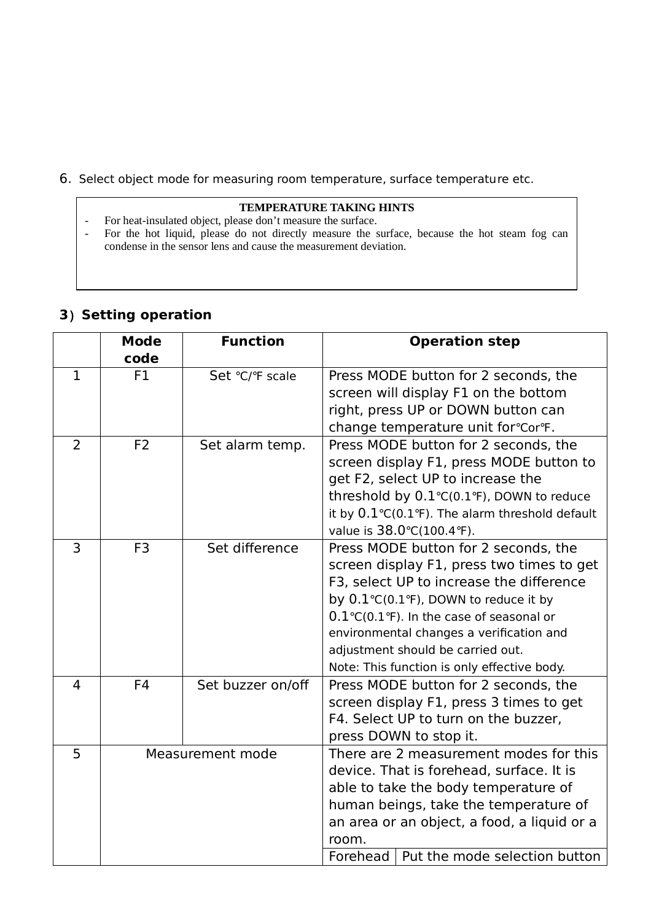6. Select object mode for measuring room temperature, surface temperature etc.

**TEMPERATURE TAKING HINTS**

- For heat-insulated object, please don't measure the surface.
- For the hot liquid, please do not directly measure the surface, because the hot steam fog can condense in the sensor lens and cause the measurement deviation.

**3）Setting operation**

| | Mode code | Function | Operation step | |
|---|---|---|---|---|
| 1 | F1 | Set ℃/℉ scale | Press MODE button for 2 seconds, the screen will display F1 on the bottom right, press UP or DOWN button can change temperature unit for℃or℉. | |
| 2 | F2 | Set alarm temp. | Press MODE button for 2 seconds, the screen display F1, press MODE button to get F2, select UP to increase the threshold by 0.1℃(0.1℉), DOWN to reduce it by 0.1℃(0.1℉). The alarm threshold default value is 38.0℃(100.4℉). | |
| 3 | F3 | Set difference | Press MODE button for 2 seconds, the screen display F1, press two times to get F3, select UP to increase the difference by 0.1℃(0.1℉), DOWN to reduce it by 0.1℃(0.1℉). In the case of seasonal or environmental changes a verification and adjustment should be carried out. Note: This function is only effective body. | |
| 4 | F4 | Set buzzer on/off | Press MODE button for 2 seconds, the screen display F1, press 3 times to get F4. Select UP to turn on the buzzer, press DOWN to stop it. | |
| 5 | Measurement mode | | There are 2 measurement modes for this device. That is forehead, surface. It is able to take the body temperature of human beings, take the temperature of an area or an object, a food, a liquid or a room. | |
| | | | Forehead | Put the mode selection button |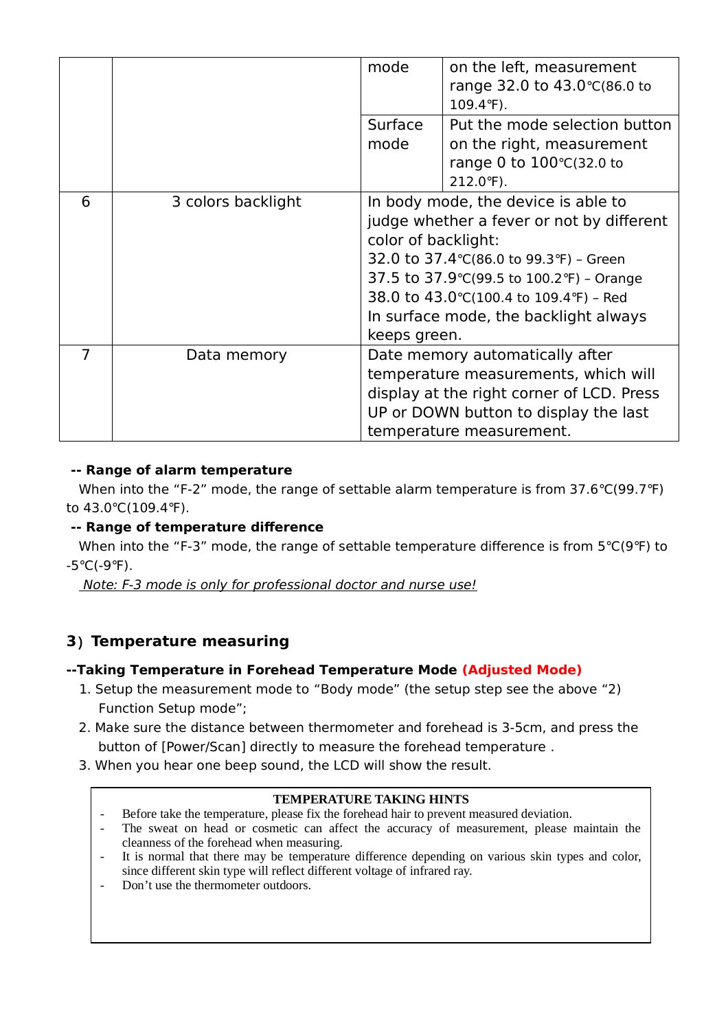| | | | |
|---|---|---|---|
| | | mode | on the left, measurement range 32.0 to 43.0℃(86.0 to 109.4℉). |
| | | Surface mode | Put the mode selection button on the right, measurement range 0 to 100℃(32.0 to 212.0℉). |
| 6 | 3 colors backlight | In body mode, the device is able to judge whether a fever or not by different color of backlight:<br>32.0 to 37.4℃(86.0 to 99.3℉) – Green<br>37.5 to 37.9℃(99.5 to 100.2℉) – Orange<br>38.0 to 43.0℃(100.4 to 109.4℉) – Red<br>In surface mode, the backlight always keeps green. | |
| 7 | Data memory | Date memory automatically after temperature measurements, which will display at the right corner of LCD. Press UP or DOWN button to display the last temperature measurement. | |

**-- Range of alarm temperature**

When into the "F-2" mode, the range of settable alarm temperature is from 37.6℃(99.7℉) to 43.0℃(109.4℉).

**-- Range of temperature difference**

When into the "F-3" mode, the range of settable temperature difference is from 5℃(9℉) to -5℃(-9℉).

*Note: F-3 mode is only for professional doctor and nurse use!*

## 3）Temperature measuring

**--Taking Temperature in Forehead Temperature Mode (Adjusted Mode)**

1. Setup the measurement mode to "Body mode" (the setup step see the above "2) Function Setup mode";
2. Make sure the distance between thermometer and forehead is 3-5cm, and press the button of [Power/Scan] directly to measure the forehead temperature .
3. When you hear one beep sound, the LCD will show the result.

**TEMPERATURE TAKING HINTS**

- Before take the temperature, please fix the forehead hair to prevent measured deviation.
- The sweat on head or cosmetic can affect the accuracy of measurement, please maintain the cleanness of the forehead when measuring.
- It is normal that there may be temperature difference depending on various skin types and color, since different skin type will reflect different voltage of infrared ray.
- Don't use the thermometer outdoors.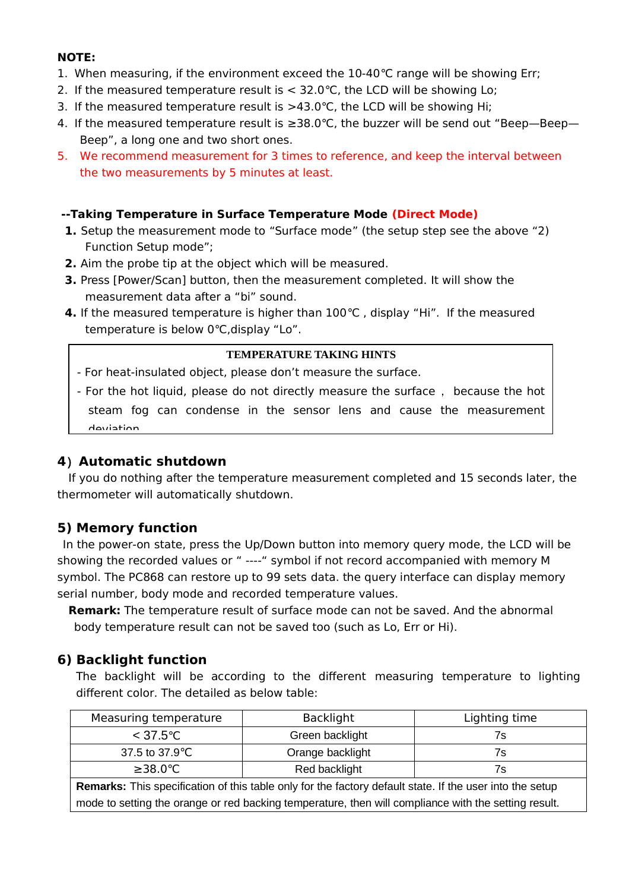**NOTE:**

1. When measuring, if the environment exceed the 10-40℃ range will be showing Err;
2. If the measured temperature result is < 32.0℃, the LCD will be showing Lo;
3. If the measured temperature result is >43.0℃, the LCD will be showing Hi;
4. If the measured temperature result is ≥38.0℃, the buzzer will be send out "Beep—Beep—Beep", a long one and two short ones.
5. We recommend measurement for 3 times to reference, and keep the interval between the two measurements by 5 minutes at least.

**--Taking Temperature in Surface Temperature Mode (Direct Mode)**

1. Setup the measurement mode to "Surface mode" (the setup step see the above "2) Function Setup mode";
2. Aim the probe tip at the object which will be measured.
3. Press [Power/Scan] button, then the measurement completed. It will show the measurement data after a "bi" sound.
4. If the measured temperature is higher than 100℃ , display "Hi". If the measured temperature is below 0℃,display "Lo".

| TEMPERATURE TAKING HINTS |
|---|
| - For heat-insulated object, please don't measure the surface.<br>- For the hot liquid, please do not directly measure the surface , because the hot steam fog can condense in the sensor lens and cause the measurement deviation |

## 4) Automatic shutdown

If you do nothing after the temperature measurement completed and 15 seconds later, the thermometer will automatically shutdown.

## 5) Memory function

In the power-on state, press the Up/Down button into memory query mode, the LCD will be showing the recorded values or " ----" symbol if not record accompanied with memory M symbol. The PC868 can restore up to 99 sets data. the query interface can display memory serial number, body mode and recorded temperature values.

**Remark:** The temperature result of surface mode can not be saved. And the abnormal body temperature result can not be saved too (such as Lo, Err or Hi).

## 6) Backlight function

The backlight will be according to the different measuring temperature to lighting different color. The detailed as below table:

| Measuring temperature | Backlight | Lighting time |
|---|---|---|
| < 37.5℃ | Green backlight | 7s |
| 37.5 to 37.9℃ | Orange backlight | 7s |
| ≥38.0℃ | Red backlight | 7s |
| **Remarks:** This specification of this table only for the factory default state. If the user into the setup mode to setting the orange or red backing temperature, then will compliance with the setting result. | | |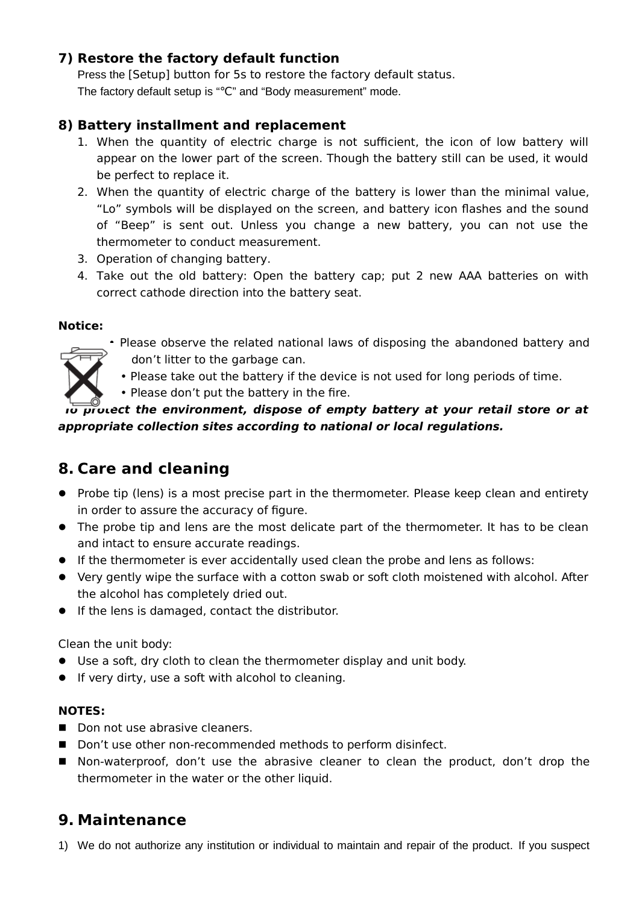### 7) Restore the factory default function

Press the [Setup] button for 5s to restore the factory default status.
The factory default setup is "°C" and "Body measurement" mode.

### 8) Battery installment and replacement

1. When the quantity of electric charge is not sufficient, the icon of low battery will appear on the lower part of the screen. Though the battery still can be used, it would be perfect to replace it.
2. When the quantity of electric charge of the battery is lower than the minimal value, "Lo" symbols will be displayed on the screen, and battery icon flashes and the sound of "Beep" is sent out. Unless you change a new battery, you can not use the thermometer to conduct measurement.
3. Operation of changing battery.
4. Take out the old battery: Open the battery cap; put 2 new AAA batteries on with correct cathode direction into the battery seat.

**Notice:**

- Please observe the related national laws of disposing the abandoned battery and don't litter to the garbage can.
- Please take out the battery if the device is not used for long periods of time.
- Please don't put the battery in the fire.

***To protect the environment, dispose of empty battery at your retail store or at appropriate collection sites according to national or local regulations.***

## 8. Care and cleaning

- Probe tip (lens) is a most precise part in the thermometer. Please keep clean and entirety in order to assure the accuracy of figure.
- The probe tip and lens are the most delicate part of the thermometer. It has to be clean and intact to ensure accurate readings.
- If the thermometer is ever accidentally used clean the probe and lens as follows:
- Very gently wipe the surface with a cotton swab or soft cloth moistened with alcohol. After the alcohol has completely dried out.
- If the lens is damaged, contact the distributor.

Clean the unit body:

- Use a soft, dry cloth to clean the thermometer display and unit body.
- If very dirty, use a soft with alcohol to cleaning.

**NOTES:**

- Don not use abrasive cleaners.
- Don't use other non-recommended methods to perform disinfect.
- Non-waterproof, don't use the abrasive cleaner to clean the product, don't drop the thermometer in the water or the other liquid.

## 9. Maintenance

1) We do not authorize any institution or individual to maintain and repair of the product. If you suspect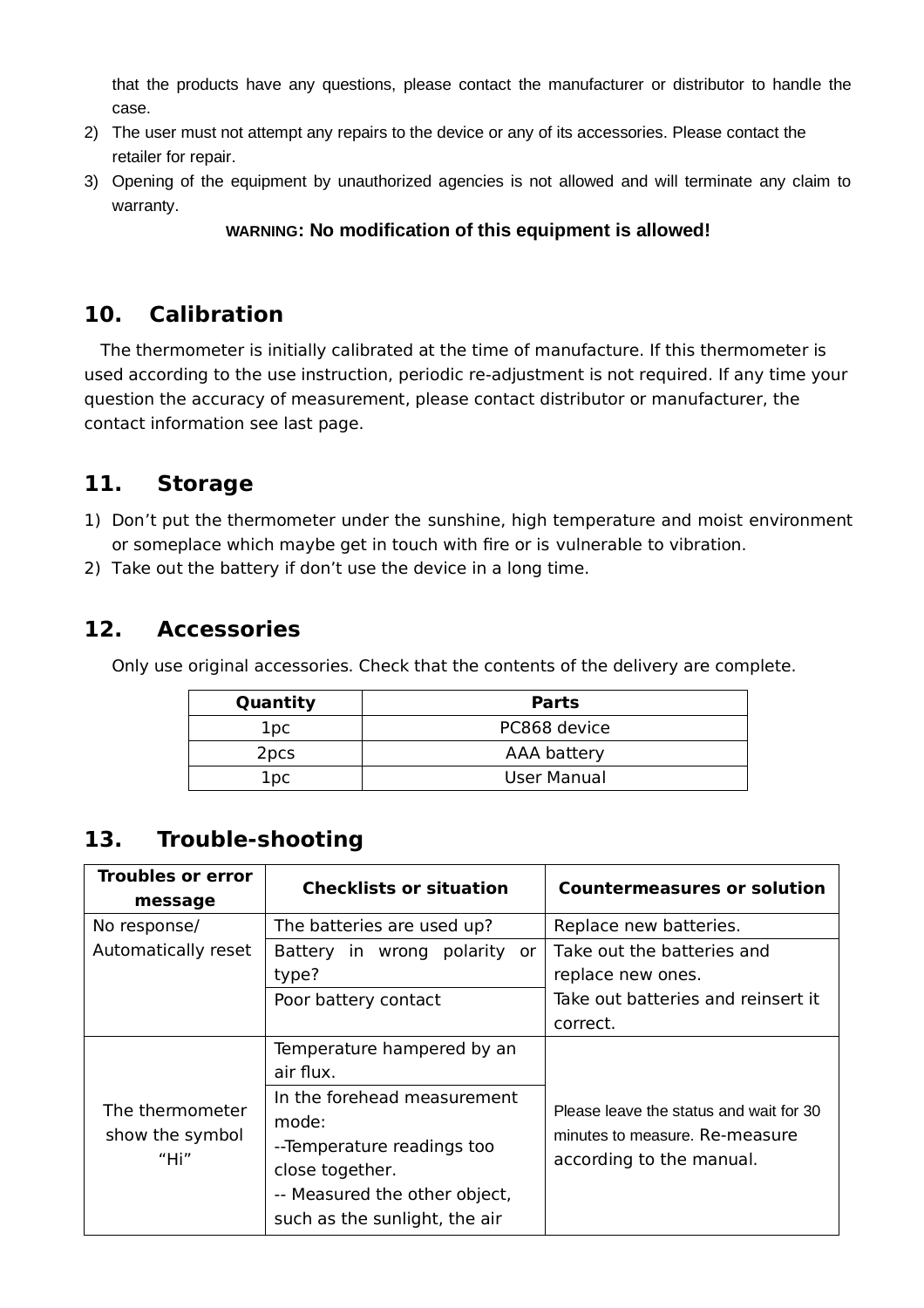that the products have any questions, please contact the manufacturer or distributor to handle the case.

2) The user must not attempt any repairs to the device or any of its accessories. Please contact the retailer for repair.
3) Opening of the equipment by unauthorized agencies is not allowed and will terminate any claim to warranty.

**WARNING: No modification of this equipment is allowed!**

## 10. Calibration

The thermometer is initially calibrated at the time of manufacture. If this thermometer is used according to the use instruction, periodic re-adjustment is not required. If any time your question the accuracy of measurement, please contact distributor or manufacturer, the contact information see last page.

## 11. Storage

1) Don't put the thermometer under the sunshine, high temperature and moist environment or someplace which maybe get in touch with fire or is vulnerable to vibration.
2) Take out the battery if don't use the device in a long time.

## 12. Accessories

Only use original accessories. Check that the contents of the delivery are complete.

| Quantity | Parts |
|---|---|
| 1pc | PC868 device |
| 2pcs | AAA battery |
| 1pc | User Manual |

## 13. Trouble-shooting

| Troubles or error message | Checklists or situation | Countermeasures or solution |
|---|---|---|
| No response/ Automatically reset | The batteries are used up? | Replace new batteries. |
| | Battery in wrong polarity or type? | Take out the batteries and replace new ones. |
| | Poor battery contact | Take out batteries and reinsert it correct. |
| The thermometer show the symbol "Hi" | Temperature hampered by an air flux. | Please leave the status and wait for 30 minutes to measure. Re-measure according to the manual. |
| | In the forehead measurement mode:<br>--Temperature readings too close together.<br>-- Measured the other object, such as the sunlight, the air | |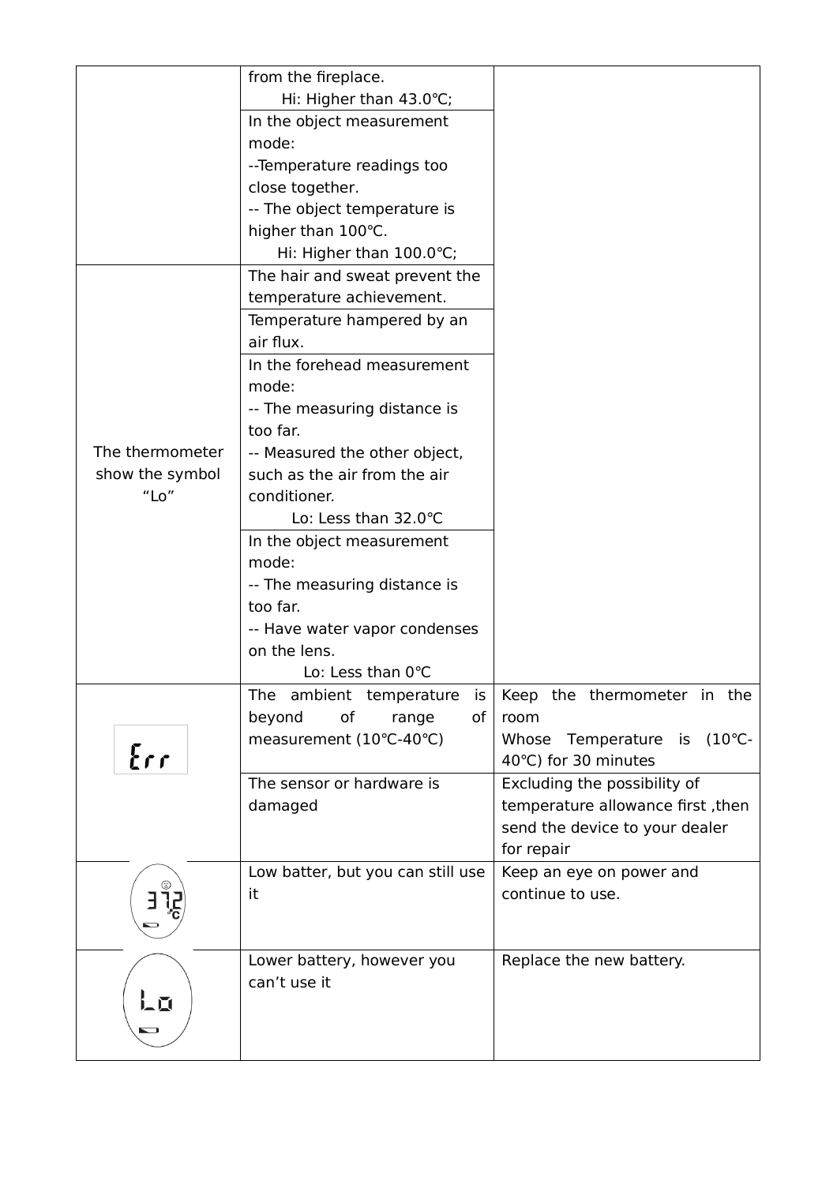| | | |
|---|---|---|
| | from the fireplace.<br>Hi: Higher than 43.0℃; | |
| | In the object measurement mode:<br>--Temperature readings too close together.<br>-- The object temperature is higher than 100℃.<br>Hi: Higher than 100.0℃; | |
| The thermometer show the symbol "Lo" | The hair and sweat prevent the temperature achievement. | |
| | Temperature hampered by an air flux. | |
| | In the forehead measurement mode:<br>-- The measuring distance is too far.<br>-- Measured the other object, such as the air from the air conditioner.<br>Lo: Less than 32.0℃ | |
| | In the object measurement mode:<br>-- The measuring distance is too far.<br>-- Have water vapor condenses on the lens.<br>Lo: Less than 0℃ | |
| Err | The ambient temperature is beyond of range of measurement (10℃-40℃) | Keep the thermometer in the room Whose Temperature is (10℃-40℃) for 30 minutes |
| | The sensor or hardware is damaged | Excluding the possibility of temperature allowance first ,then send the device to your dealer for repair |
| 37.2 ℃ (low battery symbol) | Low batter, but you can still use it | Keep an eye on power and continue to use. |
| Lo (low battery symbol) | Lower battery, however you can't use it | Replace the new battery. |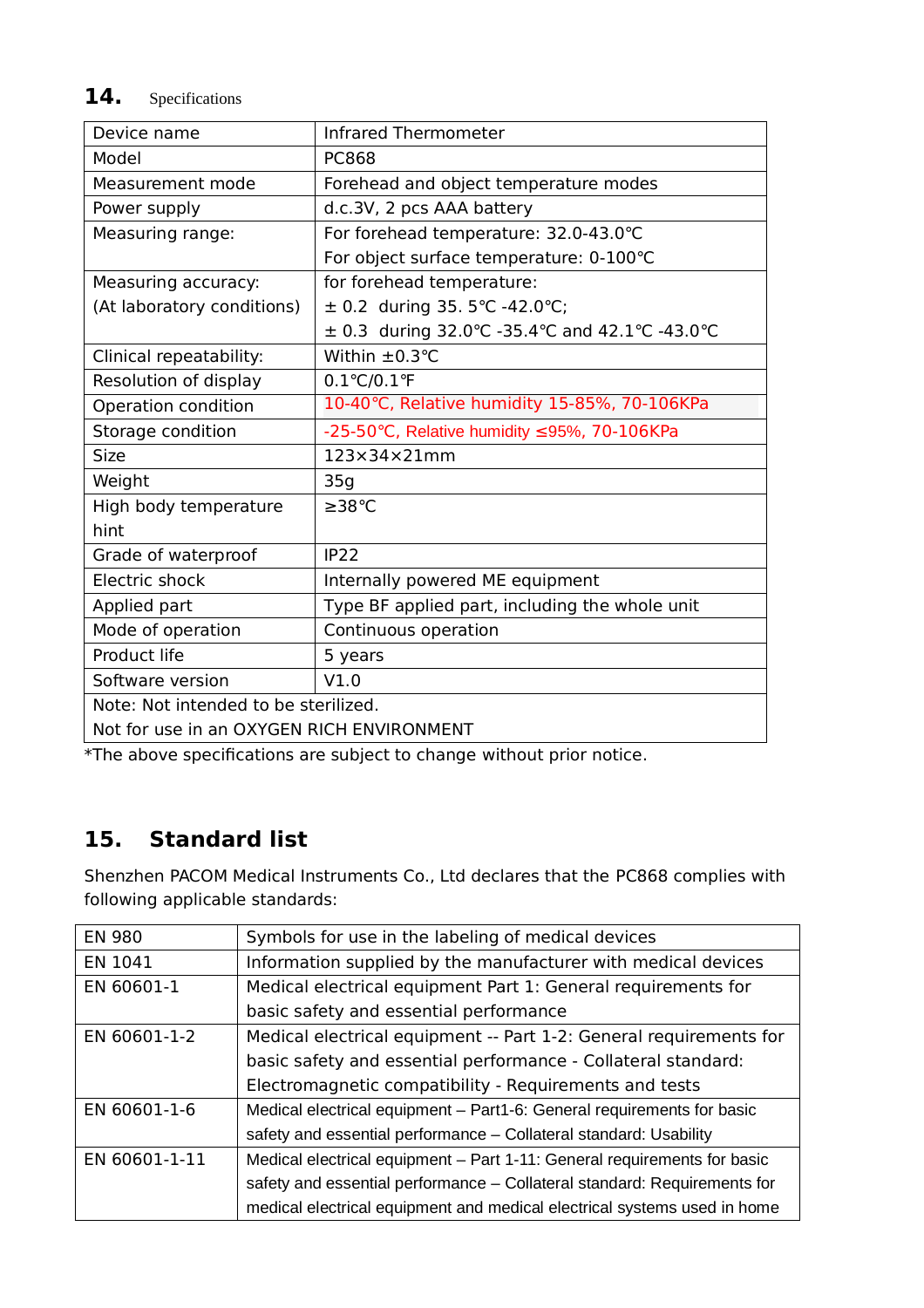## 14. Specifications

| Device name | Infrared Thermometer |
|---|---|
| Model | PC868 |
| Measurement mode | Forehead and object temperature modes |
| Power supply | d.c.3V, 2 pcs AAA battery |
| Measuring range: | For forehead temperature: 32.0-43.0℃<br>For object surface temperature: 0-100℃ |
| Measuring accuracy:<br>(At laboratory conditions) | for forehead temperature:<br>± 0.2 during 35. 5℃ -42.0℃;<br>± 0.3 during 32.0℃ -35.4℃ and 42.1℃ -43.0℃ |
| Clinical repeatability: | Within ±0.3℃ |
| Resolution of display | 0.1℃/0.1℉ |
| Operation condition | 10-40℃, Relative humidity 15-85%, 70-106KPa |
| Storage condition | -25-50℃, Relative humidity ≤95%, 70-106KPa |
| Size | 123×34×21mm |
| Weight | 35g |
| High body temperature hint | ≥38℃ |
| Grade of waterproof | IP22 |
| Electric shock | Internally powered ME equipment |
| Applied part | Type BF applied part, including the whole unit |
| Mode of operation | Continuous operation |
| Product life | 5 years |
| Software version | V1.0 |
| Note: Not intended to be sterilized.<br>Not for use in an OXYGEN RICH ENVIRONMENT | |

*The above specifications are subject to change without prior notice.

## 15. Standard list

Shenzhen PACOM Medical Instruments Co., Ltd declares that the PC868 complies with following applicable standards:

| EN 980 | Symbols for use in the labeling of medical devices |
|---|---|
| EN 1041 | Information supplied by the manufacturer with medical devices |
| EN 60601-1 | Medical electrical equipment Part 1: General requirements for basic safety and essential performance |
| EN 60601-1-2 | Medical electrical equipment -- Part 1-2: General requirements for basic safety and essential performance - Collateral standard: Electromagnetic compatibility - Requirements and tests |
| EN 60601-1-6 | Medical electrical equipment – Part1-6: General requirements for basic safety and essential performance – Collateral standard: Usability |
| EN 60601-1-11 | Medical electrical equipment – Part 1-11: General requirements for basic safety and essential performance – Collateral standard: Requirements for medical electrical equipment and medical electrical systems used in home |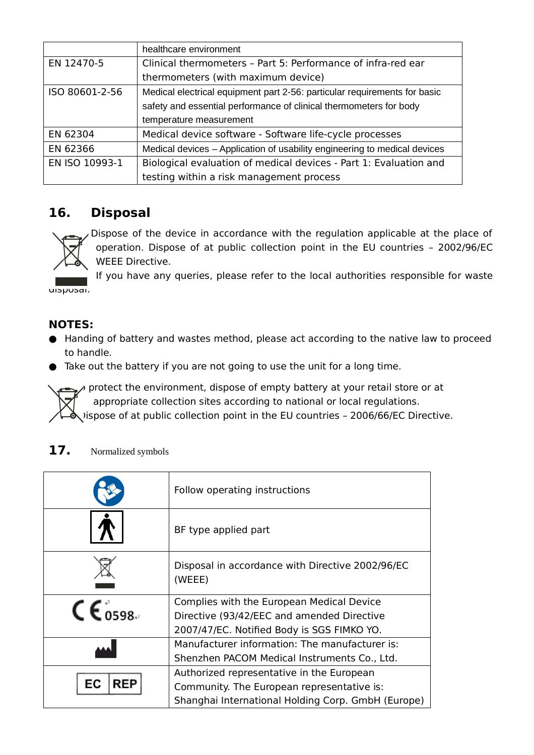|  | healthcare environment |
|---|---|
| EN 12470-5 | Clinical thermometers – Part 5: Performance of infra-red ear thermometers (with maximum device) |
| ISO 80601-2-56 | Medical electrical equipment part 2-56: particular requirements for basic safety and essential performance of clinical thermometers for body temperature measurement |
| EN 62304 | Medical device software - Software life-cycle processes |
| EN 62366 | Medical devices – Application of usability engineering to medical devices |
| EN ISO 10993-1 | Biological evaluation of medical devices - Part 1: Evaluation and testing within a risk management process |

## 16. Disposal

Dispose of the device in accordance with the regulation applicable at the place of operation. Dispose of at public collection point in the EU countries – 2002/96/EC WEEE Directive.

If you have any queries, please refer to the local authorities responsible for waste disposal.

**NOTES:**

- Handing of battery and wastes method, please act according to the native law to proceed to handle.
- Take out the battery if you are not going to use the unit for a long time.

To protect the environment, dispose of empty battery at your retail store or at appropriate collection sites according to national or local regulations. Dispose of at public collection point in the EU countries – 2006/66/EC Directive.

## 17. Normalized symbols

| Symbol | Description |
|---|---|
|  | Follow operating instructions |
|  | BF type applied part |
|  | Disposal in accordance with Directive 2002/96/EC (WEEE) |
| CE 0598 | Complies with the European Medical Device Directive (93/42/EEC and amended Directive 2007/47/EC. Notified Body is SGS FIMKO YO. |
|  | Manufacturer information: The manufacturer is: Shenzhen PACOM Medical Instruments Co., Ltd. |
| EC REP | Authorized representative in the European Community. The European representative is: Shanghai International Holding Corp. GmbH (Europe) |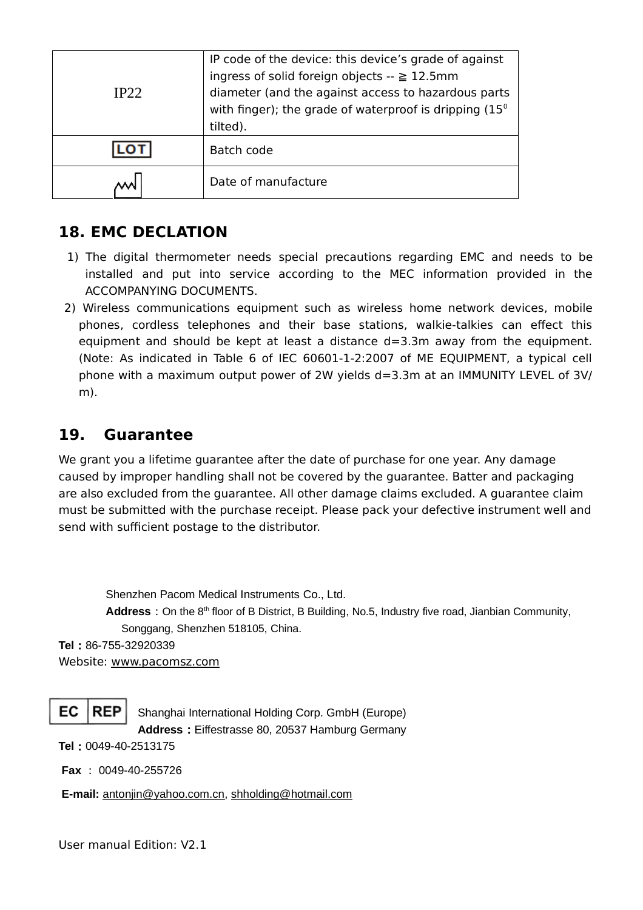| | |
|---|---|
| IP22 | IP code of the device: this device's grade of against ingress of solid foreign objects -- ≧ 12.5mm diameter (and the against access to hazardous parts with finger); the grade of waterproof is dripping ($15^0$ tilted). |
| LOT | Batch code |
| | Date of manufacture |

## 18. EMC DECLATION

1) The digital thermometer needs special precautions regarding EMC and needs to be installed and put into service according to the MEC information provided in the ACCOMPANYING DOCUMENTS.
2) Wireless communications equipment such as wireless home network devices, mobile phones, cordless telephones and their base stations, walkie-talkies can effect this equipment and should be kept at least a distance d=3.3m away from the equipment. (Note: As indicated in Table 6 of IEC 60601-1-2:2007 of ME EQUIPMENT, a typical cell phone with a maximum output power of 2W yields d=3.3m at an IMMUNITY LEVEL of 3V/m).

## 19. Guarantee

We grant you a lifetime guarantee after the date of purchase for one year. Any damage caused by improper handling shall not be covered by the guarantee. Batter and packaging are also excluded from the guarantee. All other damage claims excluded. A guarantee claim must be submitted with the purchase receipt. Please pack your defective instrument well and send with sufficient postage to the distributor.

Shenzhen Pacom Medical Instruments Co., Ltd.
**Address**：On the 8th floor of B District, B Building, No.5, Industry five road, Jianbian Community, Songgang, Shenzhen 518105, China.
**Tel**：86-755-32920339
Website: www.pacomsz.com

EC REP Shanghai International Holding Corp. GmbH (Europe)
**Address**：Eiffestrasse 80, 20537 Hamburg Germany
**Tel**：0049-40-2513175
**Fax** : 0049-40-255726
**E-mail:** antonjin@yahoo.com.cn, shholding@hotmail.com

User manual Edition: V2.1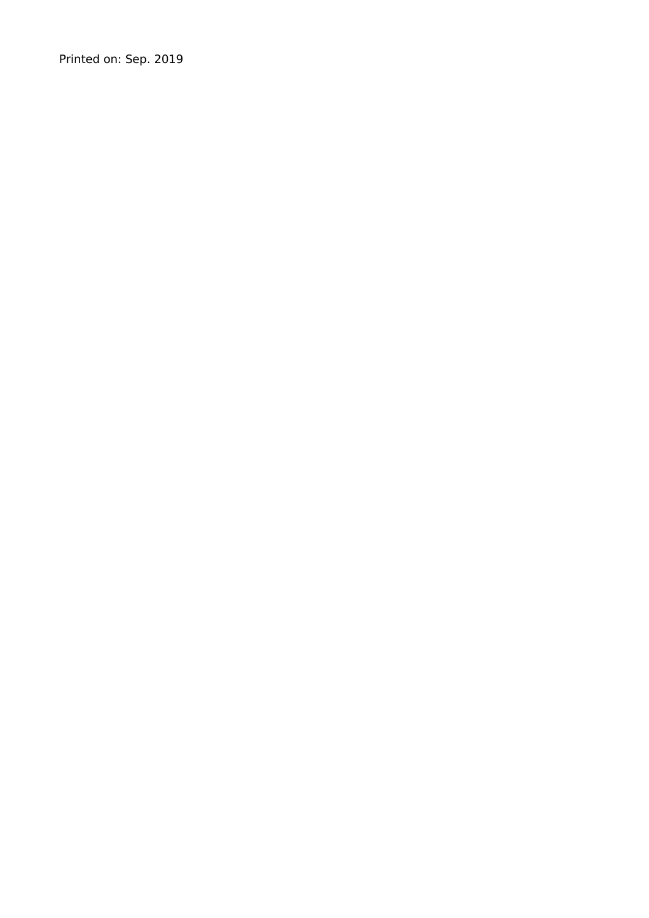Printed on: Sep. 2019